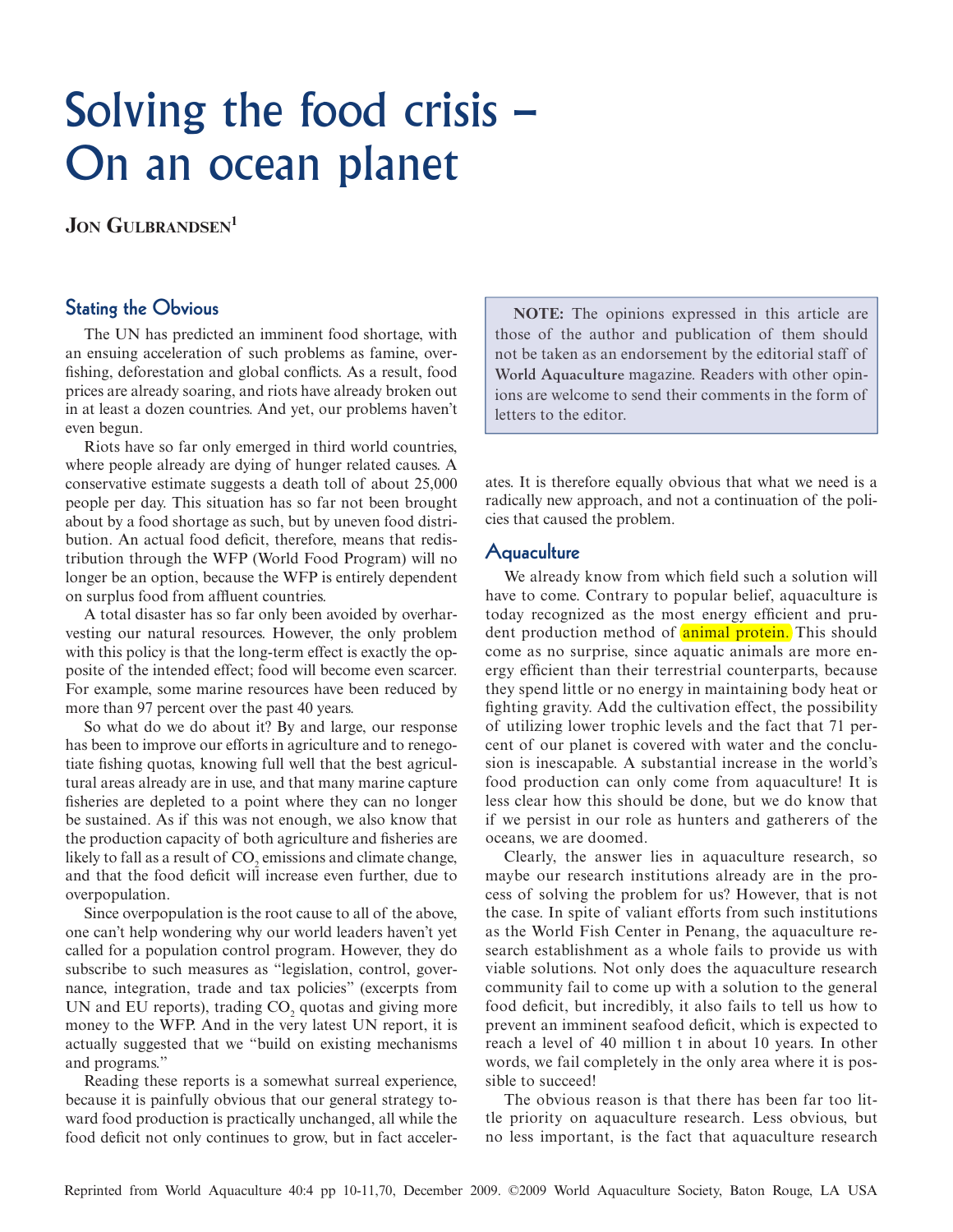# Solving the food crisis – On an ocean planet

**Jon Gulbrandsen**[1]

## Stating the Obvious

The UN has predicted an imminent food shortage, with an ensuing acceleration of such problems as famine, overfishing, deforestation and global conflicts. As a result, food prices are already soaring, and riots have already broken out in at least a dozen countries. And yet, our problems haven't even begun.

Riots have so far only emerged in third world countries, where people already are dying of hunger related causes. A conservative estimate suggests a death toll of about 25,000 people per day. This situation has so far not been brought about by a food shortage as such, but by uneven food distribution. An actual food deficit, therefore, means that redistribution through the WFP (World Food Program) will no longer be an option, because the WFP is entirely dependent on surplus food from affluent countries.

A total disaster has so far only been avoided by overharvesting our natural resources. However, the only problem with this policy is that the long-term effect is exactly the opposite of the intended effect; food will become even scarcer. For example, some marine resources have been reduced by more than 97 percent over the past 40 years.

So what do we do about it? By and large, our response has been to improve our efforts in agriculture and to renegotiate fishing quotas, knowing full well that the best agricultural areas already are in use, and that many marine capture fisheries are depleted to a point where they can no longer be sustained. As if this was not enough, we also know that the production capacity of both agriculture and fisheries are likely to fall as a result of $CO_2$ emissions and climate change, and that the food deficit will increase even further, due to overpopulation.

Since overpopulation is the root cause to all of the above, one can't help wondering why our world leaders haven't yet called for a population control program. However, they do subscribe to such measures as "legislation, control, governance, integration, trade and tax policies" (excerpts from UN and EU reports), trading $CO_2$ quotas and giving more money to the WFP. And in the very latest UN report, it is actually suggested that we "build on existing mechanisms and programs."

Reading these reports is a somewhat surreal experience, because it is painfully obvious that our general strategy toward food production is practically unchanged, all while the food deficit not only continues to grow, but in fact accelerates. It is therefore equally obvious that what we need is a radically new approach, and not a continuation of the policies that caused the problem.

> **NOTE:** The opinions expressed in this article are those of the author and publication of them should not be taken as an endorsement by the editorial staff of **World Aquaculture** magazine. Readers with other opinions are welcome to send their comments in the form of letters to the editor.

## Aquaculture

We already know from which field such a solution will have to come. Contrary to popular belief, aquaculture is today recognized as the most energy efficient and prudent production method of animal protein. This should come as no surprise, since aquatic animals are more energy efficient than their terrestrial counterparts, because they spend little or no energy in maintaining body heat or fighting gravity. Add the cultivation effect, the possibility of utilizing lower trophic levels and the fact that 71 percent of our planet is covered with water and the conclusion is inescapable. A substantial increase in the world's food production can only come from aquaculture! It is less clear how this should be done, but we do know that if we persist in our role as hunters and gatherers of the oceans, we are doomed.

Clearly, the answer lies in aquaculture research, so maybe our research institutions already are in the process of solving the problem for us? However, that is not the case. In spite of valiant efforts from such institutions as the World Fish Center in Penang, the aquaculture research establishment as a whole fails to provide us with viable solutions. Not only does the aquaculture research community fail to come up with a solution to the general food deficit, but incredibly, it also fails to tell us how to prevent an imminent seafood deficit, which is expected to reach a level of 40 million t in about 10 years. In other words, we fail completely in the only area where it is possible to succeed!

The obvious reason is that there has been far too little priority on aquaculture research. Less obvious, but no less important, is the fact that aquaculture research

Reprinted from World Aquaculture 40:4 pp 10-11,70, December 2009. ©2009 World Aquaculture Society, Baton Rouge, LA USA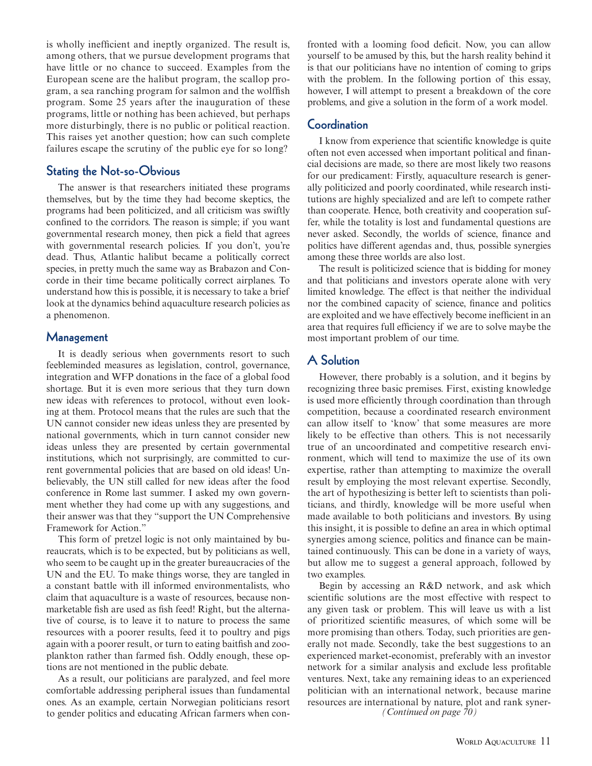is wholly inefficient and ineptly organized. The result is, among others, that we pursue development programs that have little or no chance to succeed. Examples from the European scene are the halibut program, the scallop program, a sea ranching program for salmon and the wolffish program. Some 25 years after the inauguration of these programs, little or nothing has been achieved, but perhaps more disturbingly, there is no public or political reaction. This raises yet another question; how can such complete failures escape the scrutiny of the public eye for so long?

## Stating the Not-so-Obvious

The answer is that researchers initiated these programs themselves, but by the time they had become skeptics, the programs had been politicized, and all criticism was swiftly confined to the corridors. The reason is simple; if you want governmental research money, then pick a field that agrees with governmental research policies. If you don't, you're dead. Thus, Atlantic halibut became a politically correct species, in pretty much the same way as Brabazon and Concorde in their time became politically correct airplanes. To understand how this is possible, it is necessary to take a brief look at the dynamics behind aquaculture research policies as a phenomenon.

## Management

It is deadly serious when governments resort to such feebleminded measures as legislation, control, governance, integration and WFP donations in the face of a global food shortage. But it is even more serious that they turn down new ideas with references to protocol, without even looking at them. Protocol means that the rules are such that the UN cannot consider new ideas unless they are presented by national governments, which in turn cannot consider new ideas unless they are presented by certain governmental institutions, which not surprisingly, are committed to current governmental policies that are based on old ideas! Unbelievably, the UN still called for new ideas after the food conference in Rome last summer. I asked my own government whether they had come up with any suggestions, and their answer was that they "support the UN Comprehensive Framework for Action."

This form of pretzel logic is not only maintained by bureaucrats, which is to be expected, but by politicians as well, who seem to be caught up in the greater bureaucracies of the UN and the EU. To make things worse, they are tangled in a constant battle with ill informed environmentalists, who claim that aquaculture is a waste of resources, because non-marketable fish are used as fish feed! Right, but the alternative of course, is to leave it to nature to process the same resources with a poorer results, feed it to poultry and pigs again with a poorer result, or turn to eating baitfish and zooplankton rather than farmed fish. Oddly enough, these options are not mentioned in the public debate.

As a result, our politicians are paralyzed, and feel more comfortable addressing peripheral issues than fundamental ones. As an example, certain Norwegian politicians resort to gender politics and educating African farmers when confronted with a looming food deficit. Now, you can allow yourself to be amused by this, but the harsh reality behind it is that our politicians have no intention of coming to grips with the problem. In the following portion of this essay, however, I will attempt to present a breakdown of the core problems, and give a solution in the form of a work model.

## Coordination

I know from experience that scientific knowledge is quite often not even accessed when important political and financial decisions are made, so there are most likely two reasons for our predicament: Firstly, aquaculture research is generally politicized and poorly coordinated, while research institutions are highly specialized and are left to compete rather than cooperate. Hence, both creativity and cooperation suffer, while the totality is lost and fundamental questions are never asked. Secondly, the worlds of science, finance and politics have different agendas and, thus, possible synergies among these three worlds are also lost.

The result is politicized science that is bidding for money and that politicians and investors operate alone with very limited knowledge. The effect is that neither the individual nor the combined capacity of science, finance and politics are exploited and we have effectively become inefficient in an area that requires full efficiency if we are to solve maybe the most important problem of our time.

## A Solution

However, there probably is a solution, and it begins by recognizing three basic premises. First, existing knowledge is used more efficiently through coordination than through competition, because a coordinated research environment can allow itself to 'know' that some measures are more likely to be effective than others. This is not necessarily true of an uncoordinated and competitive research environment, which will tend to maximize the use of its own expertise, rather than attempting to maximize the overall result by employing the most relevant expertise. Secondly, the art of hypothesizing is better left to scientists than politicians, and thirdly, knowledge will be more useful when made available to both politicians and investors. By using this insight, it is possible to define an area in which optimal synergies among science, politics and finance can be maintained continuously. This can be done in a variety of ways, but allow me to suggest a general approach, followed by two examples.

Begin by accessing an R&D network, and ask which scientific solutions are the most effective with respect to any given task or problem. This will leave us with a list of prioritized scientific measures, of which some will be more promising than others. Today, such priorities are generally not made. Secondly, take the best suggestions to an experienced market-economist, preferably with an investor network for a similar analysis and exclude less profitable ventures. Next, take any remaining ideas to an experienced politician with an international network, because marine resources are international by nature, plot and rank syner-

*(Continued on page 70)*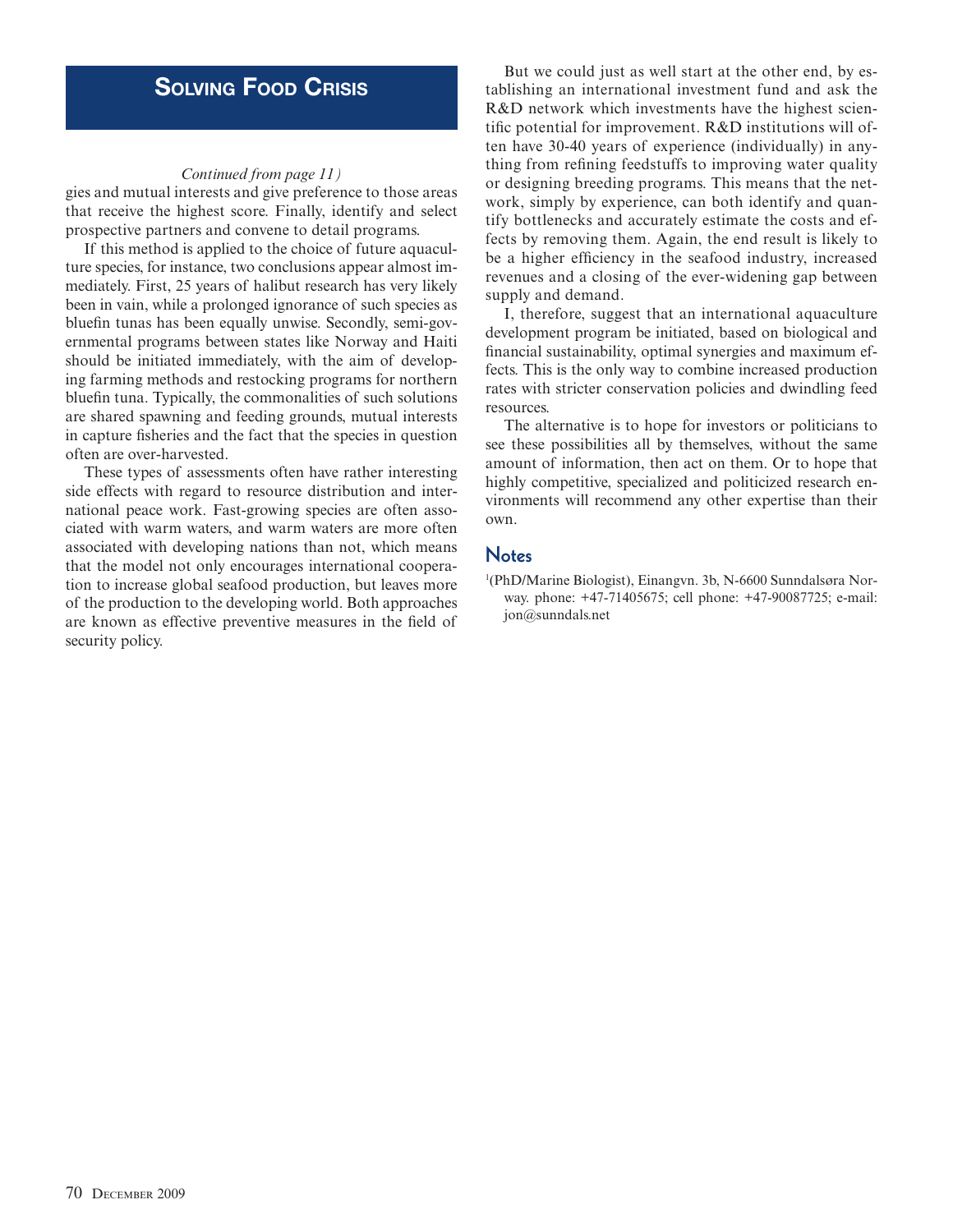## Solving Food Crisis

*Continued from page 11)*

gies and mutual interests and give preference to those areas that receive the highest score. Finally, identify and select prospective partners and convene to detail programs.

If this method is applied to the choice of future aquaculture species, for instance, two conclusions appear almost immediately. First, 25 years of halibut research has very likely been in vain, while a prolonged ignorance of such species as bluefin tunas has been equally unwise. Secondly, semi-governmental programs between states like Norway and Haiti should be initiated immediately, with the aim of developing farming methods and restocking programs for northern bluefin tuna. Typically, the commonalities of such solutions are shared spawning and feeding grounds, mutual interests in capture fisheries and the fact that the species in question often are over-harvested.

These types of assessments often have rather interesting side effects with regard to resource distribution and international peace work. Fast-growing species are often associated with warm waters, and warm waters are more often associated with developing nations than not, which means that the model not only encourages international cooperation to increase global seafood production, but leaves more of the production to the developing world. Both approaches are known as effective preventive measures in the field of security policy.

But we could just as well start at the other end, by establishing an international investment fund and ask the R&D network which investments have the highest scientific potential for improvement. R&D institutions will often have 30-40 years of experience (individually) in anything from refining feedstuffs to improving water quality or designing breeding programs. This means that the network, simply by experience, can both identify and quantify bottlenecks and accurately estimate the costs and effects by removing them. Again, the end result is likely to be a higher efficiency in the seafood industry, increased revenues and a closing of the ever-widening gap between supply and demand.

I, therefore, suggest that an international aquaculture development program be initiated, based on biological and financial sustainability, optimal synergies and maximum effects. This is the only way to combine increased production rates with stricter conservation policies and dwindling feed resources.

The alternative is to hope for investors or politicians to see these possibilities all by themselves, without the same amount of information, then act on them. Or to hope that highly competitive, specialized and politicized research environments will recommend any other expertise than their own.

### Notes

[1](PhD/Marine Biologist), Einangvn. 3b, N-6600 Sunndalsøra Norway. phone: +47-71405675; cell phone: +47-90087725; e-mail: jon@sunndals.net